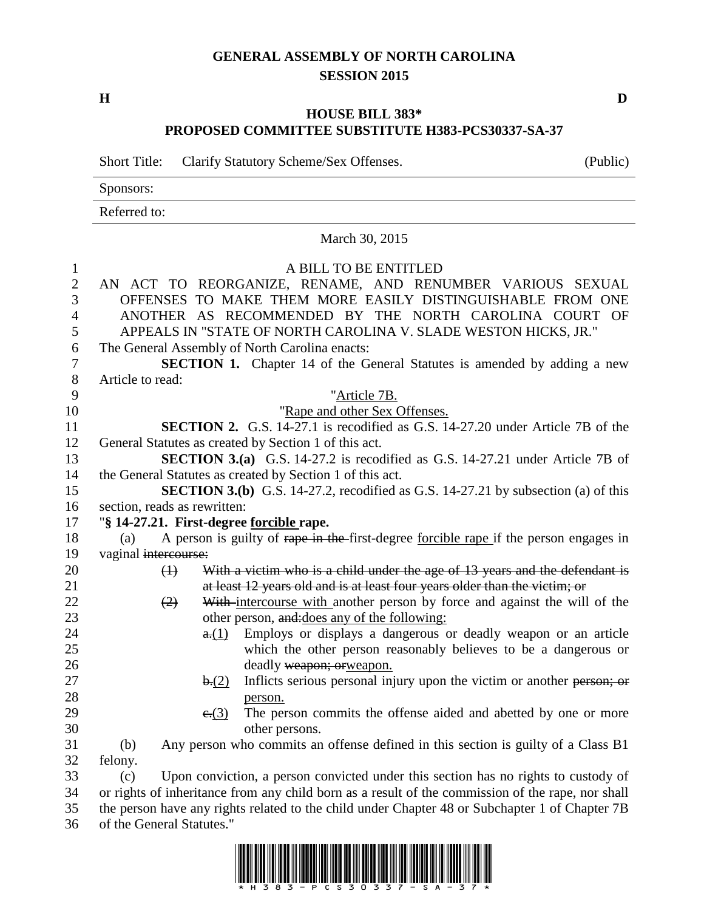**GENERAL ASSEMBLY OF NORTH CAROLINA**
**SESSION 2015**

**H** **D**

**HOUSE BILL 383***
**PROPOSED COMMITTEE SUBSTITUTE H383-PCS30337-SA-37**

Short Title: Clarify Statutory Scheme/Sex Offenses. (Public)

Sponsors:

Referred to:

March 30, 2015

A BILL TO BE ENTITLED

AN ACT TO REORGANIZE, RENAME, AND RENUMBER VARIOUS SEXUAL OFFENSES TO MAKE THEM MORE EASILY DISTINGUISHABLE FROM ONE ANOTHER AS RECOMMENDED BY THE NORTH CAROLINA COURT OF APPEALS IN "STATE OF NORTH CAROLINA V. SLADE WESTON HICKS, JR."

The General Assembly of North Carolina enacts:

**SECTION 1.** Chapter 14 of the General Statutes is amended by adding a new Article to read:

"<u>Article 7B.</u>

"<u>Rape and other Sex Offenses.</u>

**SECTION 2.** G.S. 14-27.1 is recodified as G.S. 14-27.20 under Article 7B of the General Statutes as created by Section 1 of this act.

**SECTION 3.(a)** G.S. 14-27.2 is recodified as G.S. 14-27.21 under Article 7B of the General Statutes as created by Section 1 of this act.

**SECTION 3.(b)** G.S. 14-27.2, recodified as G.S. 14-27.21 by subsection (a) of this section, reads as rewritten:

"**§ 14-27.21. First-degree <u>forcible</u> rape.**

(a) A person is guilty of ~~rape in the~~ first-degree <u>forcible rape</u> if the person engages in vaginal ~~intercourse:~~

~~(1) With a victim who is a child under the age of 13 years and the defendant is at least 12 years old and is at least four years older than the victim; or~~

~~(2)~~ ~~With~~ <u>intercourse with</u> another person by force and against the will of the other person, ~~and:~~<u>does any of the following:</u>

~~a.~~<u>(1)</u> Employs or displays a dangerous or deadly weapon or an article which the other person reasonably believes to be a dangerous or deadly ~~weapon; or~~<u>weapon.</u>

~~b.~~<u>(2)</u> Inflicts serious personal injury upon the victim or another ~~person; or~~ <u>person.</u>

~~c.~~<u>(3)</u> The person commits the offense aided and abetted by one or more other persons.

(b) Any person who commits an offense defined in this section is guilty of a Class B1 felony.

(c) Upon conviction, a person convicted under this section has no rights to custody of or rights of inheritance from any child born as a result of the commission of the rape, nor shall the person have any rights related to the child under Chapter 48 or Subchapter 1 of Chapter 7B of the General Statutes."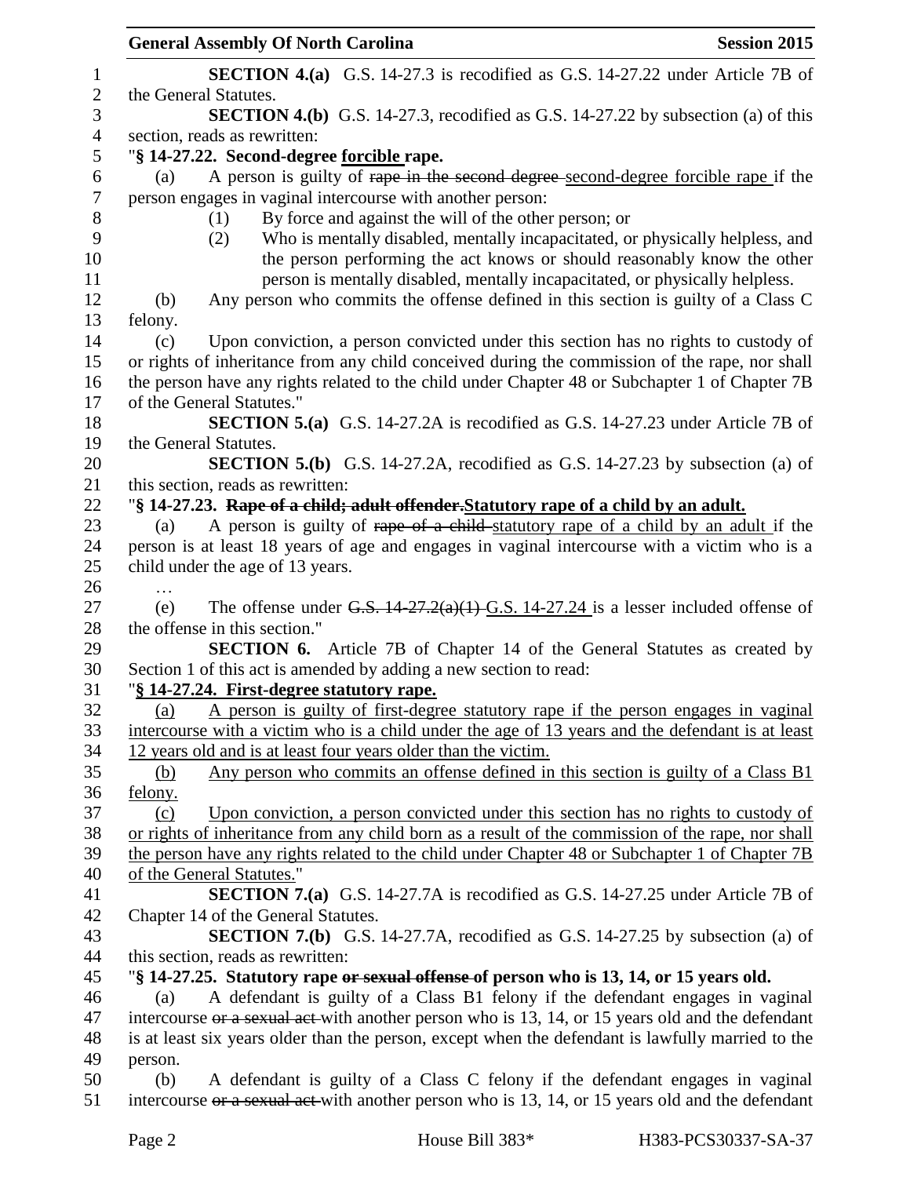**SECTION 4.(a)** G.S. 14-27.3 is recodified as G.S. 14-27.22 under Article 7B of the General Statutes.

**SECTION 4.(b)** G.S. 14-27.3, recodified as G.S. 14-27.22 by subsection (a) of this section, reads as rewritten:

"**§ 14-27.22. Second-degree forcible rape.**

(a) A person is guilty of ~~rape in the second degree~~ second-degree forcible rape if the person engages in vaginal intercourse with another person:

(1) By force and against the will of the other person; or

(2) Who is mentally disabled, mentally incapacitated, or physically helpless, and the person performing the act knows or should reasonably know the other person is mentally disabled, mentally incapacitated, or physically helpless.

(b) Any person who commits the offense defined in this section is guilty of a Class C felony.

(c) Upon conviction, a person convicted under this section has no rights to custody of or rights of inheritance from any child conceived during the commission of the rape, nor shall the person have any rights related to the child under Chapter 48 or Subchapter 1 of Chapter 7B of the General Statutes."

**SECTION 5.(a)** G.S. 14-27.2A is recodified as G.S. 14-27.23 under Article 7B of the General Statutes.

**SECTION 5.(b)** G.S. 14-27.2A, recodified as G.S. 14-27.23 by subsection (a) of this section, reads as rewritten:

"**§ 14-27.23. ~~Rape of a child; adult offender.~~Statutory rape of a child by an adult.**

(a) A person is guilty of ~~rape of a child~~ statutory rape of a child by an adult if the person is at least 18 years of age and engages in vaginal intercourse with a victim who is a child under the age of 13 years.

…

(e) The offense under ~~G.S. 14-27.2(a)(1)~~ G.S. 14-27.24 is a lesser included offense of the offense in this section."

**SECTION 6.** Article 7B of Chapter 14 of the General Statutes as created by Section 1 of this act is amended by adding a new section to read:

"**§ 14-27.24. First-degree statutory rape.**

(a) A person is guilty of first-degree statutory rape if the person engages in vaginal intercourse with a victim who is a child under the age of 13 years and the defendant is at least 12 years old and is at least four years older than the victim.

(b) Any person who commits an offense defined in this section is guilty of a Class B1 felony.

(c) Upon conviction, a person convicted under this section has no rights to custody of or rights of inheritance from any child born as a result of the commission of the rape, nor shall the person have any rights related to the child under Chapter 48 or Subchapter 1 of Chapter 7B of the General Statutes."

**SECTION 7.(a)** G.S. 14-27.7A is recodified as G.S. 14-27.25 under Article 7B of Chapter 14 of the General Statutes.

**SECTION 7.(b)** G.S. 14-27.7A, recodified as G.S. 14-27.25 by subsection (a) of this section, reads as rewritten:

"**§ 14-27.25. Statutory rape ~~or sexual offense~~ of person who is 13, 14, or 15 years old.**

(a) A defendant is guilty of a Class B1 felony if the defendant engages in vaginal intercourse ~~or a sexual act~~ with another person who is 13, 14, or 15 years old and the defendant is at least six years older than the person, except when the defendant is lawfully married to the person.

(b) A defendant is guilty of a Class C felony if the defendant engages in vaginal intercourse ~~or a sexual act~~ with another person who is 13, 14, or 15 years old and the defendant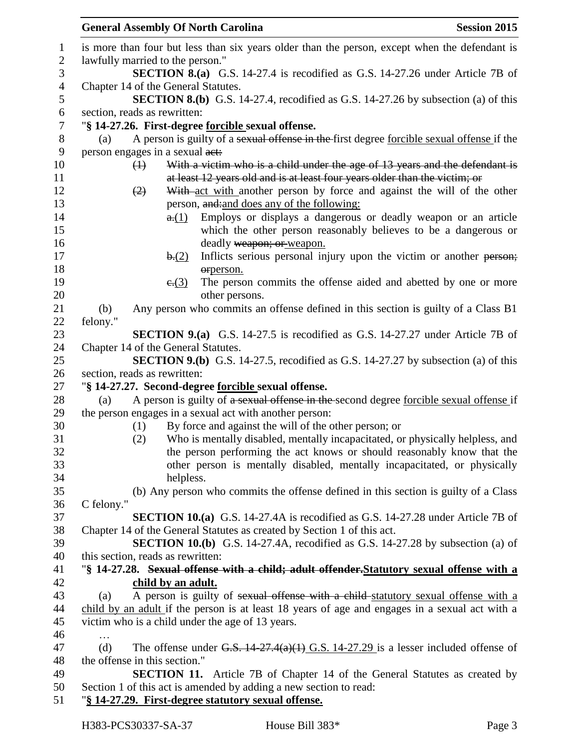is more than four but less than six years older than the person, except when the defendant is lawfully married to the person."

**SECTION 8.(a)** G.S. 14-27.4 is recodified as G.S. 14-27.26 under Article 7B of Chapter 14 of the General Statutes.

**SECTION 8.(b)** G.S. 14-27.4, recodified as G.S. 14-27.26 by subsection (a) of this section, reads as rewritten:

"**§ 14-27.26. First-degree forcible sexual offense.**

(a) A person is guilty of a ~~sexual offense in the~~ first degree forcible sexual offense if the person engages in a sexual ~~act:~~

~~(1) With a victim who is a child under the age of 13 years and the defendant is at least 12 years old and is at least four years older than the victim; or~~

~~(2)~~ ~~With~~ act with another person by force and against the will of the other person, ~~and:~~and does any of the following:

~~a.~~(1) Employs or displays a dangerous or deadly weapon or an article which the other person reasonably believes to be a dangerous or deadly ~~weapon; or~~ weapon.

~~b.~~(2) Inflicts serious personal injury upon the victim or another ~~person; or~~person.

~~c.~~(3) The person commits the offense aided and abetted by one or more other persons.

(b) Any person who commits an offense defined in this section is guilty of a Class B1 felony."

**SECTION 9.(a)** G.S. 14-27.5 is recodified as G.S. 14-27.27 under Article 7B of Chapter 14 of the General Statutes.

**SECTION 9.(b)** G.S. 14-27.5, recodified as G.S. 14-27.27 by subsection (a) of this section, reads as rewritten:

"**§ 14-27.27. Second-degree forcible sexual offense.**

(a) A person is guilty of ~~a sexual offense in the~~ second degree forcible sexual offense if the person engages in a sexual act with another person:

(1) By force and against the will of the other person; or

(2) Who is mentally disabled, mentally incapacitated, or physically helpless, and the person performing the act knows or should reasonably know that the other person is mentally disabled, mentally incapacitated, or physically helpless.

(b) Any person who commits the offense defined in this section is guilty of a Class C felony."

**SECTION 10.(a)** G.S. 14-27.4A is recodified as G.S. 14-27.28 under Article 7B of Chapter 14 of the General Statutes as created by Section 1 of this act.

**SECTION 10.(b)** G.S. 14-27.4A, recodified as G.S. 14-27.28 by subsection (a) of this section, reads as rewritten:

"**§ 14-27.28. ~~Sexual offense with a child; adult offender.~~Statutory sexual offense with a child by an adult.**

(a) A person is guilty of ~~sexual offense with a child~~ statutory sexual offense with a child by an adult if the person is at least 18 years of age and engages in a sexual act with a victim who is a child under the age of 13 years.

…

(d) The offense under ~~G.S. 14-27.4(a)(1)~~ G.S. 14-27.29 is a lesser included offense of the offense in this section."

**SECTION 11.** Article 7B of Chapter 14 of the General Statutes as created by Section 1 of this act is amended by adding a new section to read:

"**§ 14-27.29. First-degree statutory sexual offense.**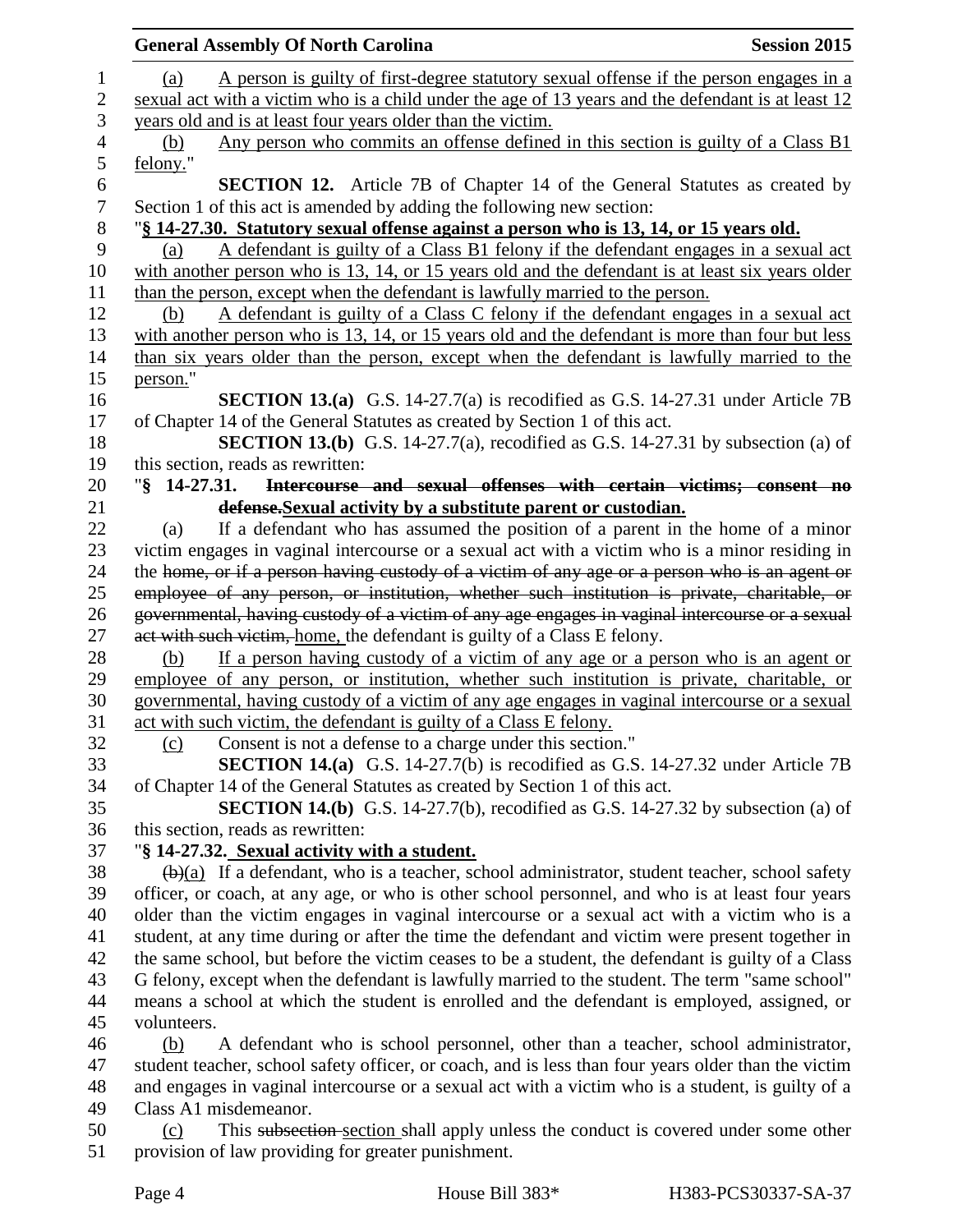(a) A person is guilty of first-degree statutory sexual offense if the person engages in a sexual act with a victim who is a child under the age of 13 years and the defendant is at least 12 years old and is at least four years older than the victim.

(b) Any person who commits an offense defined in this section is guilty of a Class B1 felony."

**SECTION 12.** Article 7B of Chapter 14 of the General Statutes as created by Section 1 of this act is amended by adding the following new section:

"**§ 14-27.30. Statutory sexual offense against a person who is 13, 14, or 15 years old.**

(a) A defendant is guilty of a Class B1 felony if the defendant engages in a sexual act with another person who is 13, 14, or 15 years old and the defendant is at least six years older than the person, except when the defendant is lawfully married to the person.

(b) A defendant is guilty of a Class C felony if the defendant engages in a sexual act with another person who is 13, 14, or 15 years old and the defendant is more than four but less than six years older than the person, except when the defendant is lawfully married to the person."

**SECTION 13.(a)** G.S. 14-27.7(a) is recodified as G.S. 14-27.31 under Article 7B of Chapter 14 of the General Statutes as created by Section 1 of this act.

**SECTION 13.(b)** G.S. 14-27.7(a), recodified as G.S. 14-27.31 by subsection (a) of this section, reads as rewritten:

"**§ 14-27.31. ~~Intercourse and sexual offenses with certain victims; consent no defense.~~Sexual activity by a substitute parent or custodian.**

(a) If a defendant who has assumed the position of a parent in the home of a minor victim engages in vaginal intercourse or a sexual act with a victim who is a minor residing in the ~~home, or if a person having custody of a victim of any age or a person who is an agent or employee of any person, or institution, whether such institution is private, charitable, or governmental, having custody of a victim of any age engages in vaginal intercourse or a sexual act with such victim,~~ home, the defendant is guilty of a Class E felony.

(b) If a person having custody of a victim of any age or a person who is an agent or employee of any person, or institution, whether such institution is private, charitable, or governmental, having custody of a victim of any age engages in vaginal intercourse or a sexual act with such victim, the defendant is guilty of a Class E felony.

(c) Consent is not a defense to a charge under this section."

**SECTION 14.(a)** G.S. 14-27.7(b) is recodified as G.S. 14-27.32 under Article 7B of Chapter 14 of the General Statutes as created by Section 1 of this act.

**SECTION 14.(b)** G.S. 14-27.7(b), recodified as G.S. 14-27.32 by subsection (a) of this section, reads as rewritten:

"**§ 14-27.32. Sexual activity with a student.**

~~(b)~~(a) If a defendant, who is a teacher, school administrator, student teacher, school safety officer, or coach, at any age, or who is other school personnel, and who is at least four years older than the victim engages in vaginal intercourse or a sexual act with a victim who is a student, at any time during or after the time the defendant and victim were present together in the same school, but before the victim ceases to be a student, the defendant is guilty of a Class G felony, except when the defendant is lawfully married to the student. The term "same school" means a school at which the student is enrolled and the defendant is employed, assigned, or volunteers.

(b) A defendant who is school personnel, other than a teacher, school administrator, student teacher, school safety officer, or coach, and is less than four years older than the victim and engages in vaginal intercourse or a sexual act with a victim who is a student, is guilty of a Class A1 misdemeanor.

(c) This ~~subsection~~ section shall apply unless the conduct is covered under some other provision of law providing for greater punishment.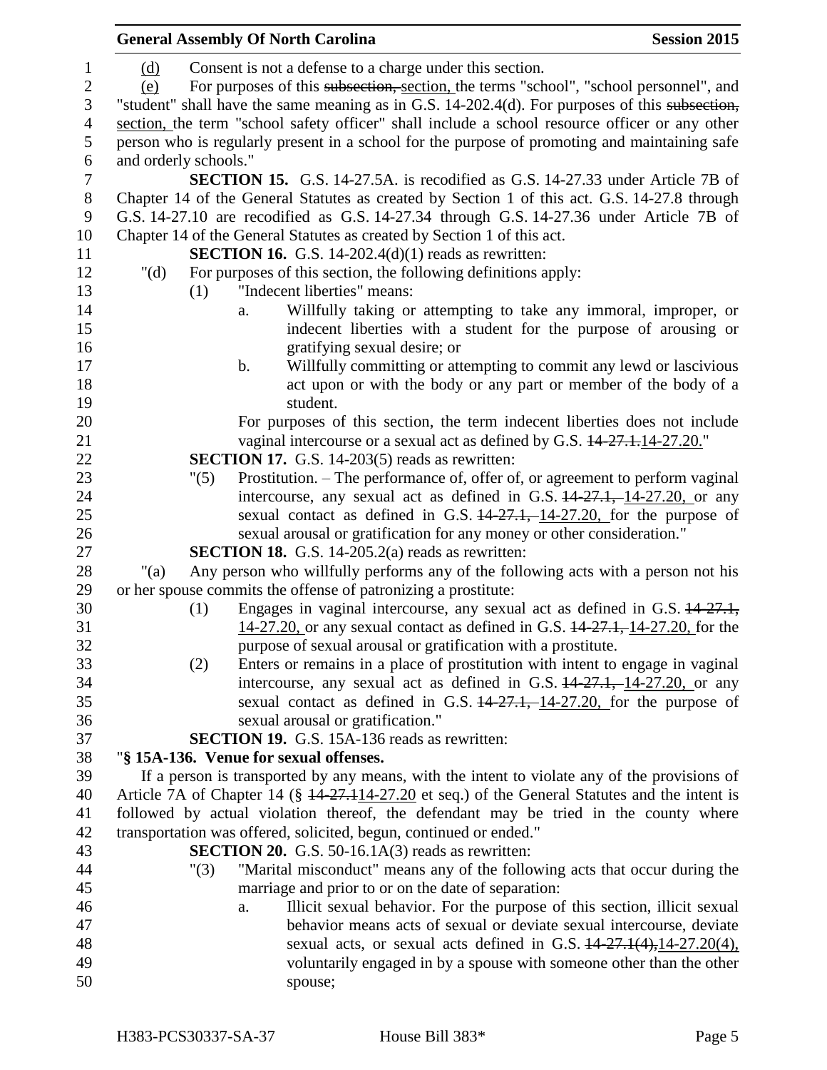(d) Consent is not a defense to a charge under this section.

(e) For purposes of this ~~subsection,~~ section, the terms "school", "school personnel", and "student" shall have the same meaning as in G.S. 14-202.4(d). For purposes of this ~~subsection,~~ section, the term "school safety officer" shall include a school resource officer or any other person who is regularly present in a school for the purpose of promoting and maintaining safe and orderly schools."

**SECTION 15.** G.S. 14-27.5A. is recodified as G.S. 14-27.33 under Article 7B of Chapter 14 of the General Statutes as created by Section 1 of this act. G.S. 14-27.8 through G.S. 14-27.10 are recodified as G.S. 14-27.34 through G.S. 14-27.36 under Article 7B of Chapter 14 of the General Statutes as created by Section 1 of this act.

**SECTION 16.** G.S. 14-202.4(d)(1) reads as rewritten:

"(d) For purposes of this section, the following definitions apply:

(1) "Indecent liberties" means:

a. Willfully taking or attempting to take any immoral, improper, or indecent liberties with a student for the purpose of arousing or gratifying sexual desire; or

b. Willfully committing or attempting to commit any lewd or lascivious act upon or with the body or any part or member of the body of a student.

For purposes of this section, the term indecent liberties does not include vaginal intercourse or a sexual act as defined by G.S. ~~14-27.1.~~14-27.20."

**SECTION 17.** G.S. 14-203(5) reads as rewritten:

"(5) Prostitution. – The performance of, offer of, or agreement to perform vaginal intercourse, any sexual act as defined in G.S. ~~14-27.1,~~ 14-27.20, or any sexual contact as defined in G.S. ~~14-27.1,~~ 14-27.20, for the purpose of sexual arousal or gratification for any money or other consideration."

**SECTION 18.** G.S. 14-205.2(a) reads as rewritten:

"(a) Any person who willfully performs any of the following acts with a person not his or her spouse commits the offense of patronizing a prostitute:

(1) Engages in vaginal intercourse, any sexual act as defined in G.S. ~~14-27.1,~~ 14-27.20, or any sexual contact as defined in G.S. ~~14-27.1,~~ 14-27.20, for the purpose of sexual arousal or gratification with a prostitute.

(2) Enters or remains in a place of prostitution with intent to engage in vaginal intercourse, any sexual act as defined in G.S. ~~14-27.1,~~ 14-27.20, or any sexual contact as defined in G.S. ~~14-27.1,~~ 14-27.20, for the purpose of sexual arousal or gratification."

**SECTION 19.** G.S. 15A-136 reads as rewritten:

"**§ 15A-136. Venue for sexual offenses.**

If a person is transported by any means, with the intent to violate any of the provisions of Article 7A of Chapter 14 (§ ~~14-27.1~~14-27.20 et seq.) of the General Statutes and the intent is followed by actual violation thereof, the defendant may be tried in the county where transportation was offered, solicited, begun, continued or ended."

**SECTION 20.** G.S. 50-16.1A(3) reads as rewritten:

"(3) "Marital misconduct" means any of the following acts that occur during the marriage and prior to or on the date of separation:

a. Illicit sexual behavior. For the purpose of this section, illicit sexual behavior means acts of sexual or deviate sexual intercourse, deviate sexual acts, or sexual acts defined in G.S. ~~14-27.1(4),~~14-27.20(4), voluntarily engaged in by a spouse with someone other than the other spouse;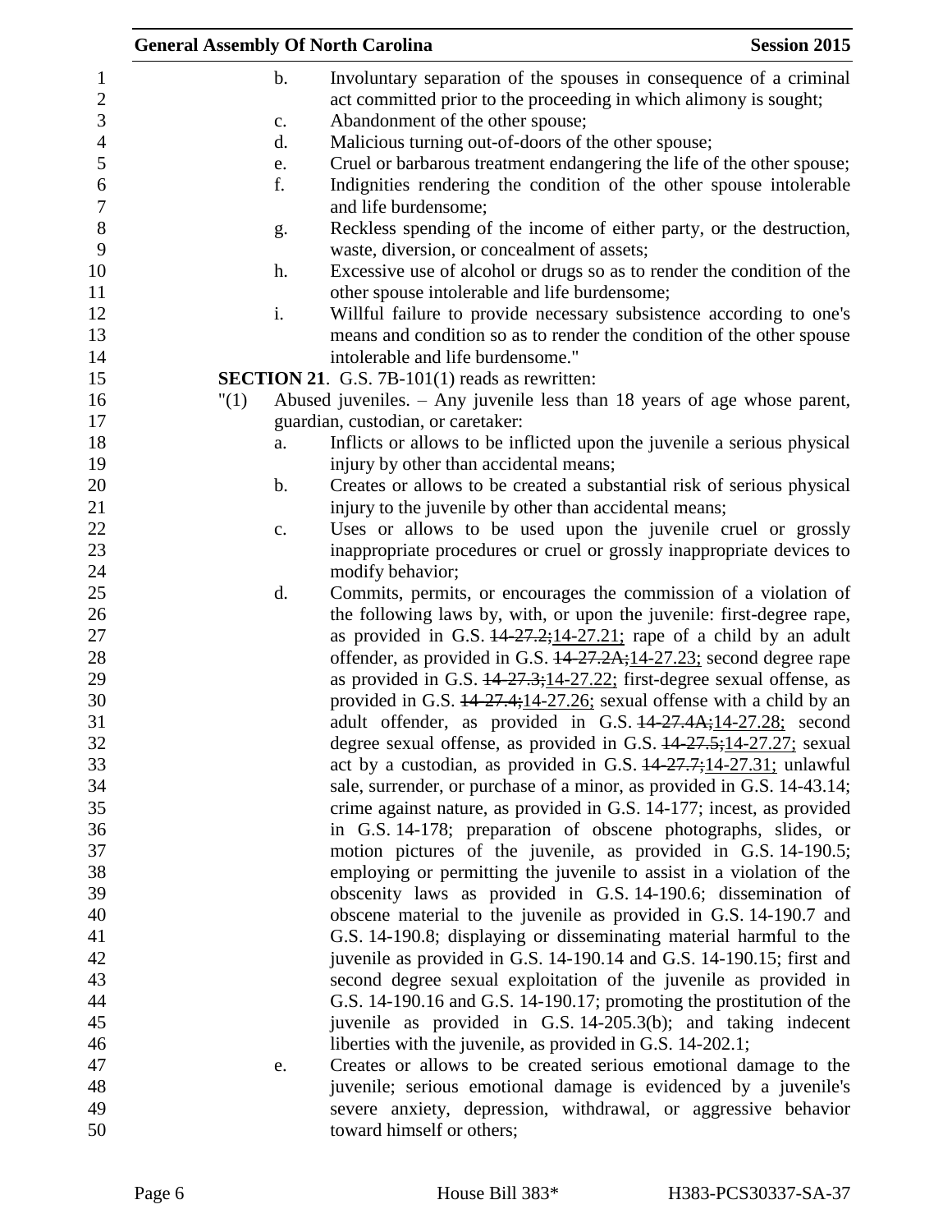b. Involuntary separation of the spouses in consequence of a criminal act committed prior to the proceeding in which alimony is sought;

c. Abandonment of the other spouse;

d. Malicious turning out-of-doors of the other spouse;

e. Cruel or barbarous treatment endangering the life of the other spouse;

f. Indignities rendering the condition of the other spouse intolerable and life burdensome;

g. Reckless spending of the income of either party, or the destruction, waste, diversion, or concealment of assets;

h. Excessive use of alcohol or drugs so as to render the condition of the other spouse intolerable and life burdensome;

i. Willful failure to provide necessary subsistence according to one's means and condition so as to render the condition of the other spouse intolerable and life burdensome."

**SECTION 21**. G.S. 7B-101(1) reads as rewritten:

"(1) Abused juveniles. – Any juvenile less than 18 years of age whose parent, guardian, custodian, or caretaker:

a. Inflicts or allows to be inflicted upon the juvenile a serious physical injury by other than accidental means;

b. Creates or allows to be created a substantial risk of serious physical injury to the juvenile by other than accidental means;

c. Uses or allows to be used upon the juvenile cruel or grossly inappropriate procedures or cruel or grossly inappropriate devices to modify behavior;

d. Commits, permits, or encourages the commission of a violation of the following laws by, with, or upon the juvenile: first-degree rape, as provided in G.S. ~~14-27.2;~~14-27.21; rape of a child by an adult offender, as provided in G.S. ~~14-27.2A;~~14-27.23; second degree rape as provided in G.S. ~~14-27.3;~~14-27.22; first-degree sexual offense, as provided in G.S. ~~14-27.4;~~14-27.26; sexual offense with a child by an adult offender, as provided in G.S. ~~14-27.4A;~~14-27.28; second degree sexual offense, as provided in G.S. ~~14-27.5;~~14-27.27; sexual act by a custodian, as provided in G.S. ~~14-27.7;~~14-27.31; unlawful sale, surrender, or purchase of a minor, as provided in G.S. 14-43.14; crime against nature, as provided in G.S. 14-177; incest, as provided in G.S. 14-178; preparation of obscene photographs, slides, or motion pictures of the juvenile, as provided in G.S. 14-190.5; employing or permitting the juvenile to assist in a violation of the obscenity laws as provided in G.S. 14-190.6; dissemination of obscene material to the juvenile as provided in G.S. 14-190.7 and G.S. 14-190.8; displaying or disseminating material harmful to the juvenile as provided in G.S. 14-190.14 and G.S. 14-190.15; first and second degree sexual exploitation of the juvenile as provided in G.S. 14-190.16 and G.S. 14-190.17; promoting the prostitution of the juvenile as provided in G.S. 14-205.3(b); and taking indecent liberties with the juvenile, as provided in G.S. 14-202.1;

e. Creates or allows to be created serious emotional damage to the juvenile; serious emotional damage is evidenced by a juvenile's severe anxiety, depression, withdrawal, or aggressive behavior toward himself or others;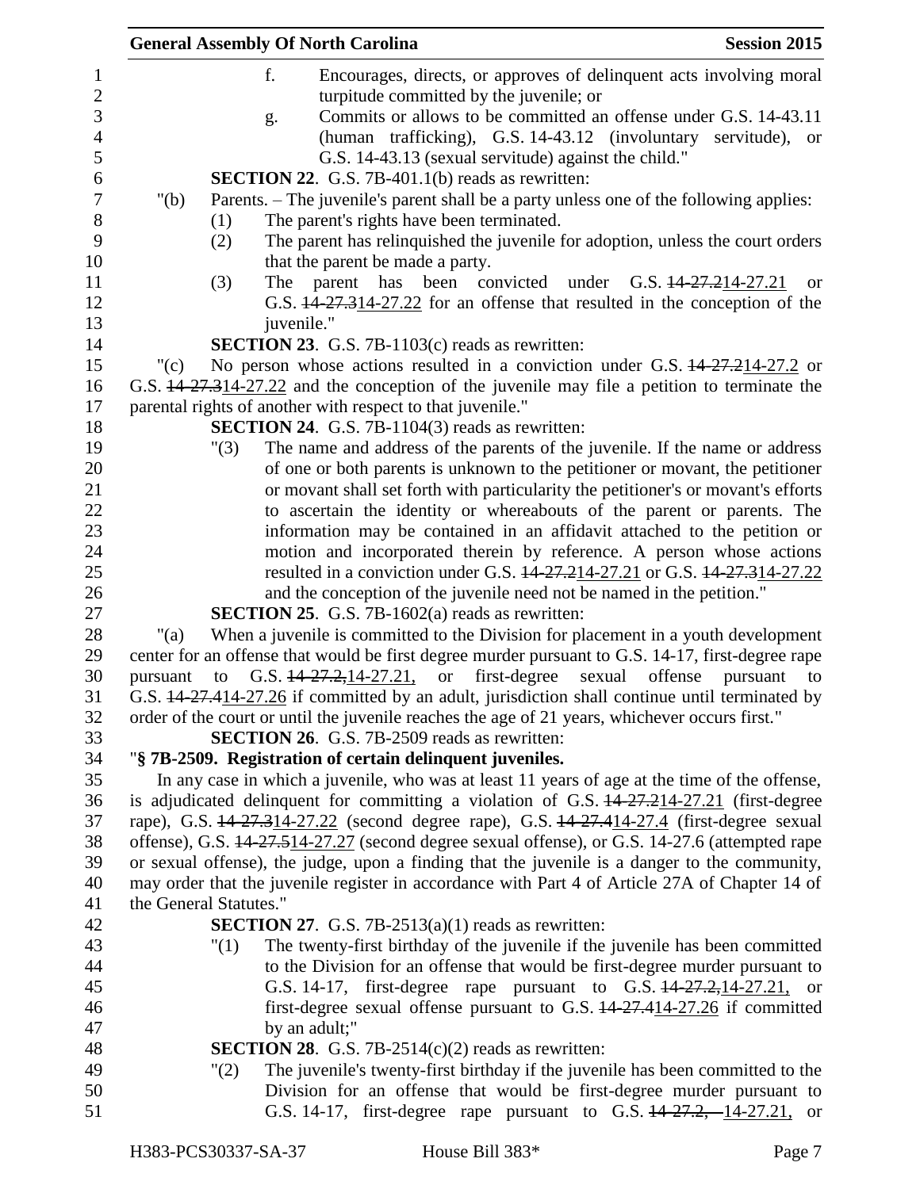f. Encourages, directs, or approves of delinquent acts involving moral turpitude committed by the juvenile; or

g. Commits or allows to be committed an offense under G.S. 14-43.11 (human trafficking), G.S. 14-43.12 (involuntary servitude), or G.S. 14-43.13 (sexual servitude) against the child."

**SECTION 22**. G.S. 7B-401.1(b) reads as rewritten:

"(b) Parents. – The juvenile's parent shall be a party unless one of the following applies:

(1) The parent's rights have been terminated.

(2) The parent has relinquished the juvenile for adoption, unless the court orders that the parent be made a party.

(3) The parent has been convicted under G.S. ~~14-27.2~~14-27.21 or G.S. ~~14-27.3~~14-27.22 for an offense that resulted in the conception of the juvenile."

**SECTION 23**. G.S. 7B-1103(c) reads as rewritten:

"(c) No person whose actions resulted in a conviction under G.S. ~~14-27.2~~14-27.2 or G.S. ~~14-27.3~~14-27.22 and the conception of the juvenile may file a petition to terminate the parental rights of another with respect to that juvenile."

**SECTION 24**. G.S. 7B-1104(3) reads as rewritten:

"(3) The name and address of the parents of the juvenile. If the name or address of one or both parents is unknown to the petitioner or movant, the petitioner or movant shall set forth with particularity the petitioner's or movant's efforts to ascertain the identity or whereabouts of the parent or parents. The information may be contained in an affidavit attached to the petition or motion and incorporated therein by reference. A person whose actions resulted in a conviction under G.S. ~~14-27.2~~14-27.21 or G.S. ~~14-27.3~~14-27.22 and the conception of the juvenile need not be named in the petition."

**SECTION 25**. G.S. 7B-1602(a) reads as rewritten:

"(a) When a juvenile is committed to the Division for placement in a youth development center for an offense that would be first degree murder pursuant to G.S. 14-17, first-degree rape pursuant to G.S. ~~14-27.2,~~14-27.21, or first-degree sexual offense pursuant to G.S. ~~14-27.4~~14-27.26 if committed by an adult, jurisdiction shall continue until terminated by order of the court or until the juvenile reaches the age of 21 years, whichever occurs first."

**SECTION 26**. G.S. 7B-2509 reads as rewritten:

"**§ 7B-2509. Registration of certain delinquent juveniles.**

In any case in which a juvenile, who was at least 11 years of age at the time of the offense, is adjudicated delinquent for committing a violation of G.S. ~~14-27.2~~14-27.21 (first-degree rape), G.S. ~~14-27.3~~14-27.22 (second degree rape), G.S. ~~14-27.4~~14-27.4 (first-degree sexual offense), G.S. ~~14-27.5~~14-27.27 (second degree sexual offense), or G.S. 14-27.6 (attempted rape or sexual offense), the judge, upon a finding that the juvenile is a danger to the community, may order that the juvenile register in accordance with Part 4 of Article 27A of Chapter 14 of the General Statutes."

**SECTION 27**. G.S. 7B-2513(a)(1) reads as rewritten:

"(1) The twenty-first birthday of the juvenile if the juvenile has been committed to the Division for an offense that would be first-degree murder pursuant to G.S. 14-17, first-degree rape pursuant to G.S. ~~14-27.2,~~14-27.21, or first-degree sexual offense pursuant to G.S. ~~14-27.4~~14-27.26 if committed by an adult;"

**SECTION 28**. G.S. 7B-2514(c)(2) reads as rewritten:

"(2) The juvenile's twenty-first birthday if the juvenile has been committed to the Division for an offense that would be first-degree murder pursuant to G.S. 14-17, first-degree rape pursuant to G.S. ~~14-27.2,~~ 14-27.21, or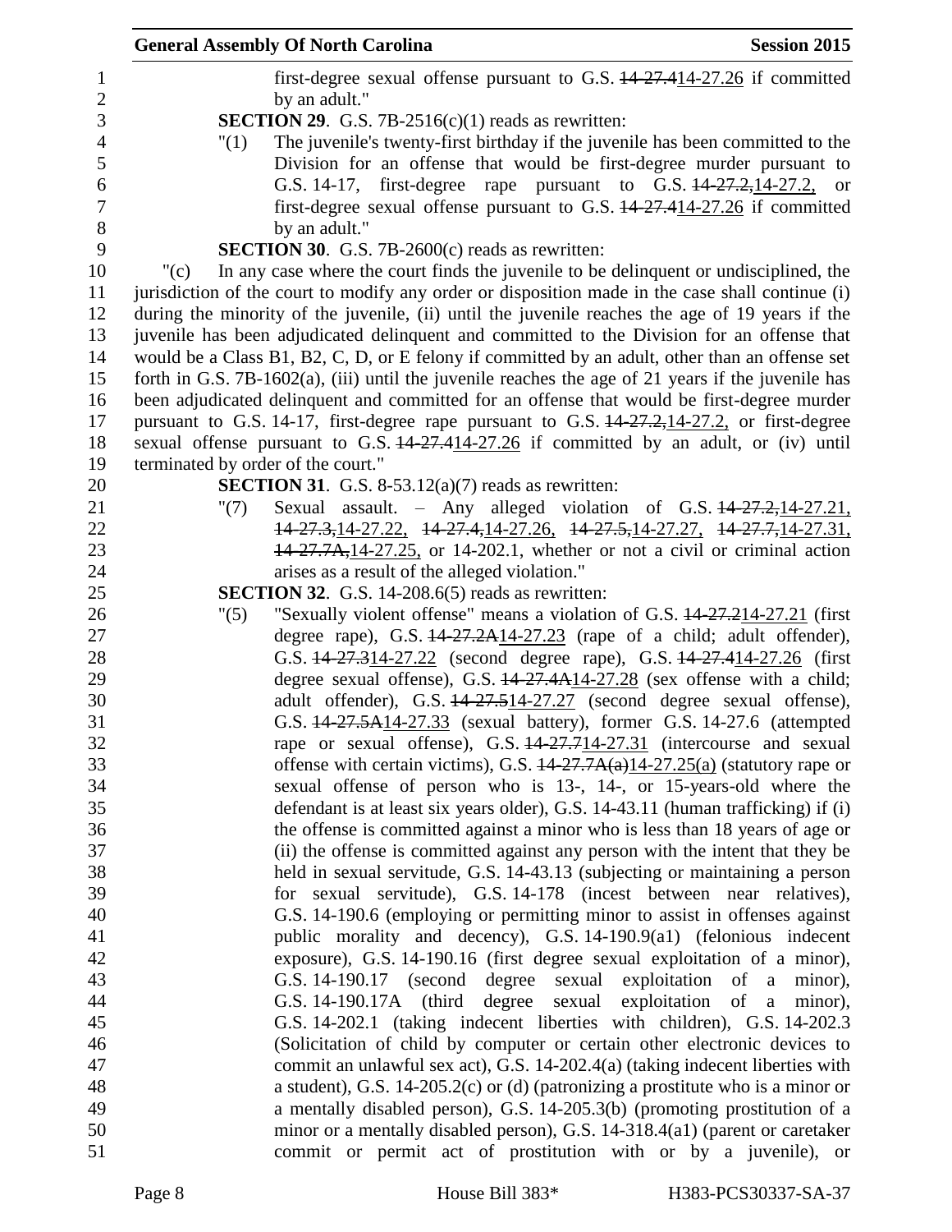first-degree sexual offense pursuant to G.S. ~~14-27.4~~14-27.26 if committed by an adult."

**SECTION 29**. G.S. 7B-2516(c)(1) reads as rewritten:

"(1) The juvenile's twenty-first birthday if the juvenile has been committed to the Division for an offense that would be first-degree murder pursuant to G.S. 14-17, first-degree rape pursuant to G.S. ~~14-27.2,~~14-27.2, or first-degree sexual offense pursuant to G.S. ~~14-27.4~~14-27.26 if committed by an adult."

**SECTION 30**. G.S. 7B-2600(c) reads as rewritten:

"(c) In any case where the court finds the juvenile to be delinquent or undisciplined, the jurisdiction of the court to modify any order or disposition made in the case shall continue (i) during the minority of the juvenile, (ii) until the juvenile reaches the age of 19 years if the juvenile has been adjudicated delinquent and committed to the Division for an offense that would be a Class B1, B2, C, D, or E felony if committed by an adult, other than an offense set forth in G.S. 7B-1602(a), (iii) until the juvenile reaches the age of 21 years if the juvenile has been adjudicated delinquent and committed for an offense that would be first-degree murder pursuant to G.S. 14-17, first-degree rape pursuant to G.S. ~~14-27.2,~~14-27.2, or first-degree sexual offense pursuant to G.S. ~~14-27.4~~14-27.26 if committed by an adult, or (iv) until terminated by order of the court."

**SECTION 31**. G.S. 8-53.12(a)(7) reads as rewritten:

"(7) Sexual assault. – Any alleged violation of G.S. ~~14-27.2,~~14-27.21, ~~14-27.3,~~14-27.22, ~~14-27.4,~~14-27.26, ~~14-27.5,~~14-27.27, ~~14-27.7,~~14-27.31, ~~14-27.7A,~~14-27.25, or 14-202.1, whether or not a civil or criminal action arises as a result of the alleged violation."

**SECTION 32**. G.S. 14-208.6(5) reads as rewritten:

"(5) "Sexually violent offense" means a violation of G.S. ~~14-27.2~~14-27.21 (first degree rape), G.S. ~~14-27.2A~~14-27.23 (rape of a child; adult offender), G.S. ~~14-27.3~~14-27.22 (second degree rape), G.S. ~~14-27.4~~14-27.26 (first degree sexual offense), G.S. ~~14-27.4A~~14-27.28 (sex offense with a child; adult offender), G.S. ~~14-27.5~~14-27.27 (second degree sexual offense), G.S. ~~14-27.5A~~14-27.33 (sexual battery), former G.S. 14-27.6 (attempted rape or sexual offense), G.S. ~~14-27.7~~14-27.31 (intercourse and sexual offense with certain victims), G.S. ~~14-27.7A(a)~~14-27.25(a) (statutory rape or sexual offense of person who is 13-, 14-, or 15-years-old where the defendant is at least six years older), G.S. 14-43.11 (human trafficking) if (i) the offense is committed against a minor who is less than 18 years of age or (ii) the offense is committed against any person with the intent that they be held in sexual servitude, G.S. 14-43.13 (subjecting or maintaining a person for sexual servitude), G.S. 14-178 (incest between near relatives), G.S. 14-190.6 (employing or permitting minor to assist in offenses against public morality and decency), G.S. 14-190.9(a1) (felonious indecent exposure), G.S. 14-190.16 (first degree sexual exploitation of a minor), G.S. 14-190.17 (second degree sexual exploitation of a minor), G.S. 14-190.17A (third degree sexual exploitation of a minor), G.S. 14-202.1 (taking indecent liberties with children), G.S. 14-202.3 (Solicitation of child by computer or certain other electronic devices to commit an unlawful sex act), G.S. 14-202.4(a) (taking indecent liberties with a student), G.S. 14-205.2(c) or (d) (patronizing a prostitute who is a minor or a mentally disabled person), G.S. 14-205.3(b) (promoting prostitution of a minor or a mentally disabled person), G.S. 14-318.4(a1) (parent or caretaker commit or permit act of prostitution with or by a juvenile), or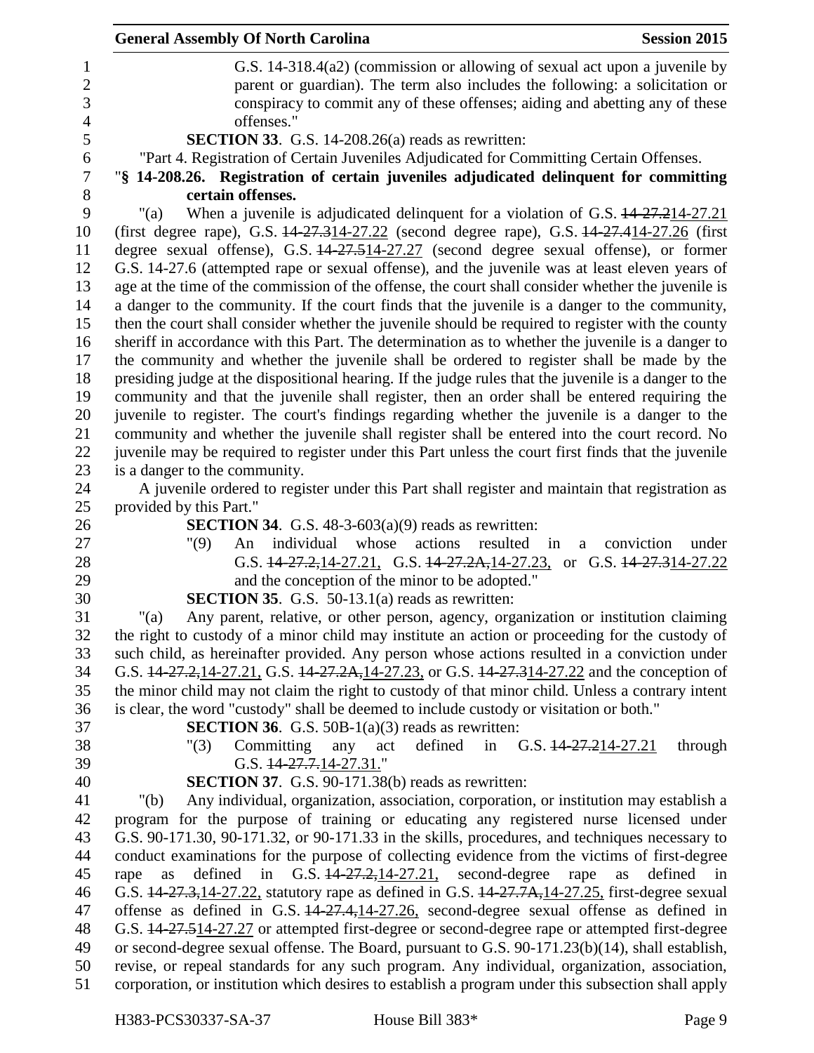G.S. 14-318.4(a2) (commission or allowing of sexual act upon a juvenile by parent or guardian). The term also includes the following: a solicitation or conspiracy to commit any of these offenses; aiding and abetting any of these offenses."

**SECTION 33**. G.S. 14-208.26(a) reads as rewritten:

"Part 4. Registration of Certain Juveniles Adjudicated for Committing Certain Offenses.

"**§ 14-208.26. Registration of certain juveniles adjudicated delinquent for committing certain offenses.**

"(a) When a juvenile is adjudicated delinquent for a violation of G.S. ~~14-27.2~~14-27.21 (first degree rape), G.S. ~~14-27.3~~14-27.22 (second degree rape), G.S. ~~14-27.4~~14-27.26 (first degree sexual offense), G.S. ~~14-27.5~~14-27.27 (second degree sexual offense), or former G.S. 14-27.6 (attempted rape or sexual offense), and the juvenile was at least eleven years of age at the time of the commission of the offense, the court shall consider whether the juvenile is a danger to the community. If the court finds that the juvenile is a danger to the community, then the court shall consider whether the juvenile should be required to register with the county sheriff in accordance with this Part. The determination as to whether the juvenile is a danger to the community and whether the juvenile shall be ordered to register shall be made by the presiding judge at the dispositional hearing. If the judge rules that the juvenile is a danger to the community and that the juvenile shall register, then an order shall be entered requiring the juvenile to register. The court's findings regarding whether the juvenile is a danger to the community and whether the juvenile shall register shall be entered into the court record. No juvenile may be required to register under this Part unless the court first finds that the juvenile is a danger to the community.

A juvenile ordered to register under this Part shall register and maintain that registration as provided by this Part."

**SECTION 34**. G.S. 48-3-603(a)(9) reads as rewritten:

"(9) An individual whose actions resulted in a conviction under G.S. ~~14-27.2,~~14-27.21, G.S. ~~14-27.2A,~~14-27.23, or G.S. ~~14-27.3~~14-27.22 and the conception of the minor to be adopted."

**SECTION 35**. G.S. 50-13.1(a) reads as rewritten:

"(a) Any parent, relative, or other person, agency, organization or institution claiming the right to custody of a minor child may institute an action or proceeding for the custody of such child, as hereinafter provided. Any person whose actions resulted in a conviction under G.S. ~~14-27.2,~~14-27.21, G.S. ~~14-27.2A,~~14-27.23, or G.S. ~~14-27.3~~14-27.22 and the conception of the minor child may not claim the right to custody of that minor child. Unless a contrary intent is clear, the word "custody" shall be deemed to include custody or visitation or both."

**SECTION 36**. G.S. 50B-1(a)(3) reads as rewritten:

"(3) Committing any act defined in G.S. ~~14-27.2~~14-27.21 through G.S. ~~14-27.7.~~14-27.31."

**SECTION 37**. G.S. 90-171.38(b) reads as rewritten:

"(b) Any individual, organization, association, corporation, or institution may establish a program for the purpose of training or educating any registered nurse licensed under G.S. 90-171.30, 90-171.32, or 90-171.33 in the skills, procedures, and techniques necessary to conduct examinations for the purpose of collecting evidence from the victims of first-degree rape as defined in G.S. ~~14-27.2,~~14-27.21, second-degree rape as defined in G.S. ~~14-27.3,~~14-27.22, statutory rape as defined in G.S. ~~14-27.7A,~~14-27.25, first-degree sexual offense as defined in G.S. ~~14-27.4,~~14-27.26, second-degree sexual offense as defined in G.S. ~~14-27.5~~14-27.27 or attempted first-degree or second-degree rape or attempted first-degree or second-degree sexual offense. The Board, pursuant to G.S. 90-171.23(b)(14), shall establish, revise, or repeal standards for any such program. Any individual, organization, association, corporation, or institution which desires to establish a program under this subsection shall apply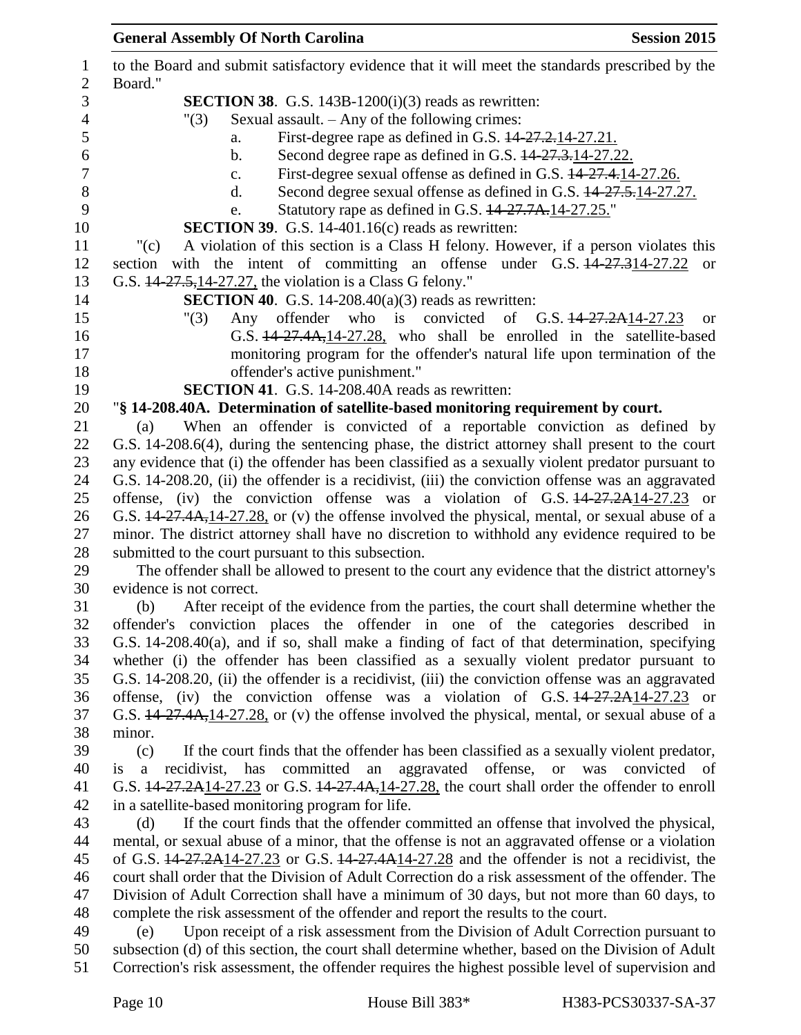to the Board and submit satisfactory evidence that it will meet the standards prescribed by the Board."

**SECTION 38**. G.S. 143B-1200(i)(3) reads as rewritten:

"(3) Sexual assault. – Any of the following crimes:

a. First-degree rape as defined in G.S. ~~14-27.2.~~14-27.21.

b. Second degree rape as defined in G.S. ~~14-27.3.~~14-27.22.

c. First-degree sexual offense as defined in G.S. ~~14-27.4.~~14-27.26.

d. Second degree sexual offense as defined in G.S. ~~14-27.5.~~14-27.27.

e. Statutory rape as defined in G.S. ~~14-27.7A.~~14-27.25."

**SECTION 39**. G.S. 14-401.16(c) reads as rewritten:

"(c) A violation of this section is a Class H felony. However, if a person violates this section with the intent of committing an offense under G.S. ~~14-27.3~~14-27.22 or G.S. ~~14-27.5,~~14-27.27, the violation is a Class G felony."

**SECTION 40**. G.S. 14-208.40(a)(3) reads as rewritten:

"(3) Any offender who is convicted of G.S. ~~14-27.2A~~14-27.23 or G.S. ~~14-27.4A,~~14-27.28, who shall be enrolled in the satellite-based monitoring program for the offender's natural life upon termination of the offender's active punishment."

**SECTION 41**. G.S. 14-208.40A reads as rewritten:

"**§ 14-208.40A. Determination of satellite-based monitoring requirement by court.**

(a) When an offender is convicted of a reportable conviction as defined by G.S. 14-208.6(4), during the sentencing phase, the district attorney shall present to the court any evidence that (i) the offender has been classified as a sexually violent predator pursuant to G.S. 14-208.20, (ii) the offender is a recidivist, (iii) the conviction offense was an aggravated offense, (iv) the conviction offense was a violation of G.S. ~~14-27.2A~~14-27.23 or G.S. ~~14-27.4A,~~14-27.28, or (v) the offense involved the physical, mental, or sexual abuse of a minor. The district attorney shall have no discretion to withhold any evidence required to be submitted to the court pursuant to this subsection.

The offender shall be allowed to present to the court any evidence that the district attorney's evidence is not correct.

(b) After receipt of the evidence from the parties, the court shall determine whether the offender's conviction places the offender in one of the categories described in G.S. 14-208.40(a), and if so, shall make a finding of fact of that determination, specifying whether (i) the offender has been classified as a sexually violent predator pursuant to G.S. 14-208.20, (ii) the offender is a recidivist, (iii) the conviction offense was an aggravated offense, (iv) the conviction offense was a violation of G.S. ~~14-27.2A~~14-27.23 or G.S. ~~14-27.4A,~~14-27.28, or (v) the offense involved the physical, mental, or sexual abuse of a minor.

(c) If the court finds that the offender has been classified as a sexually violent predator, is a recidivist, has committed an aggravated offense, or was convicted of G.S. ~~14-27.2A~~14-27.23 or G.S. ~~14-27.4A,~~14-27.28, the court shall order the offender to enroll in a satellite-based monitoring program for life.

(d) If the court finds that the offender committed an offense that involved the physical, mental, or sexual abuse of a minor, that the offense is not an aggravated offense or a violation of G.S. ~~14-27.2A~~14-27.23 or G.S. ~~14-27.4A~~14-27.28 and the offender is not a recidivist, the court shall order that the Division of Adult Correction do a risk assessment of the offender. The Division of Adult Correction shall have a minimum of 30 days, but not more than 60 days, to complete the risk assessment of the offender and report the results to the court.

(e) Upon receipt of a risk assessment from the Division of Adult Correction pursuant to subsection (d) of this section, the court shall determine whether, based on the Division of Adult Correction's risk assessment, the offender requires the highest possible level of supervision and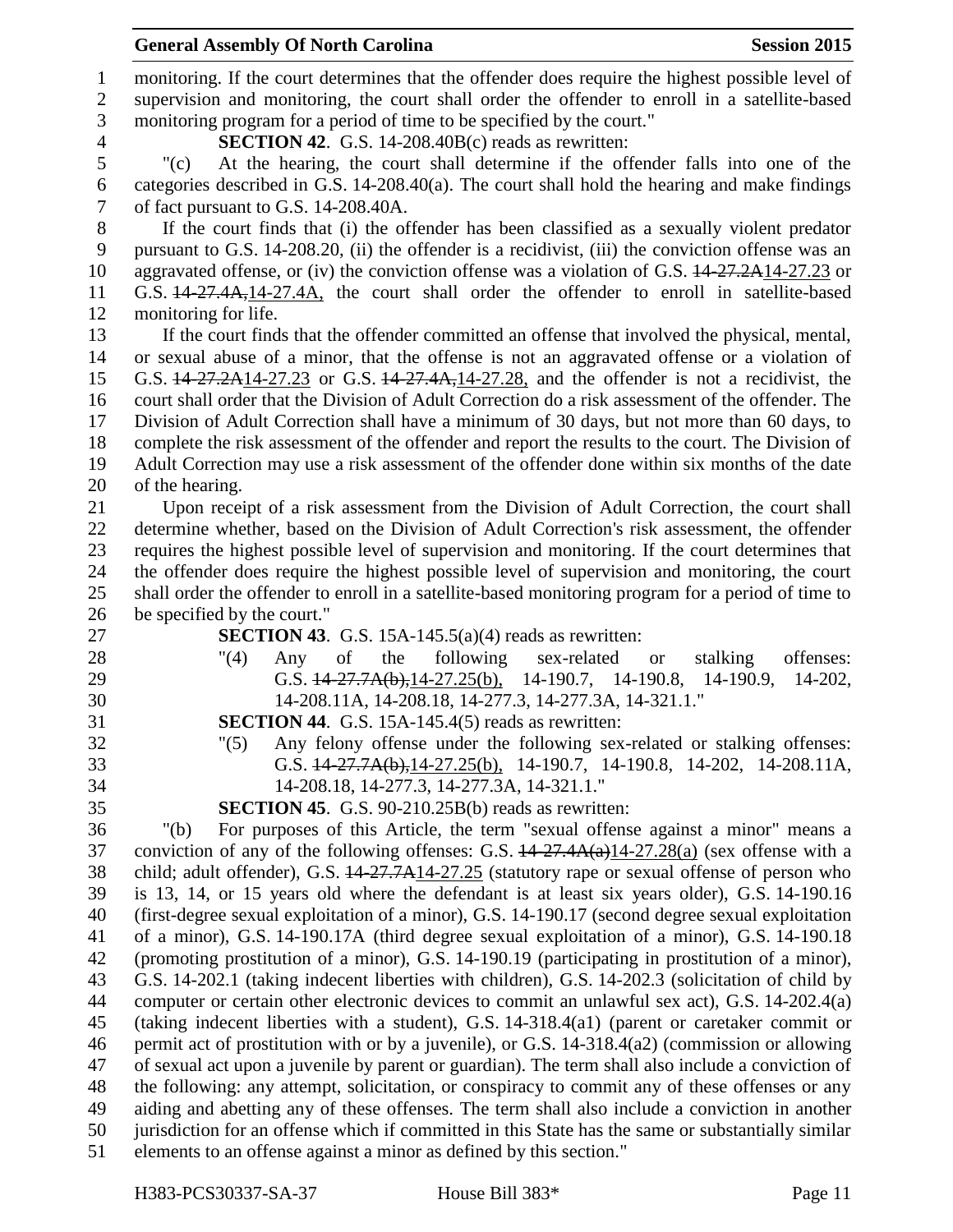monitoring. If the court determines that the offender does require the highest possible level of supervision and monitoring, the court shall order the offender to enroll in a satellite-based monitoring program for a period of time to be specified by the court."

**SECTION 42**. G.S. 14-208.40B(c) reads as rewritten:

"(c) At the hearing, the court shall determine if the offender falls into one of the categories described in G.S. 14-208.40(a). The court shall hold the hearing and make findings of fact pursuant to G.S. 14-208.40A.

If the court finds that (i) the offender has been classified as a sexually violent predator pursuant to G.S. 14-208.20, (ii) the offender is a recidivist, (iii) the conviction offense was an aggravated offense, or (iv) the conviction offense was a violation of G.S. ~~14-27.2A~~14-27.23 or G.S. ~~14-27.4A,~~14-27.4A, the court shall order the offender to enroll in satellite-based monitoring for life.

If the court finds that the offender committed an offense that involved the physical, mental, or sexual abuse of a minor, that the offense is not an aggravated offense or a violation of G.S. ~~14-27.2A~~14-27.23 or G.S. ~~14-27.4A,~~14-27.28, and the offender is not a recidivist, the court shall order that the Division of Adult Correction do a risk assessment of the offender. The Division of Adult Correction shall have a minimum of 30 days, but not more than 60 days, to complete the risk assessment of the offender and report the results to the court. The Division of Adult Correction may use a risk assessment of the offender done within six months of the date of the hearing.

Upon receipt of a risk assessment from the Division of Adult Correction, the court shall determine whether, based on the Division of Adult Correction's risk assessment, the offender requires the highest possible level of supervision and monitoring. If the court determines that the offender does require the highest possible level of supervision and monitoring, the court shall order the offender to enroll in a satellite-based monitoring program for a period of time to be specified by the court."

**SECTION 43**. G.S. 15A-145.5(a)(4) reads as rewritten:

"(4) Any of the following sex-related or stalking offenses: G.S. ~~14-27.7A(b),~~14-27.25(b), 14-190.7, 14-190.8, 14-190.9, 14-202, 14-208.11A, 14-208.18, 14-277.3, 14-277.3A, 14-321.1."

**SECTION 44**. G.S. 15A-145.4(5) reads as rewritten:

"(5) Any felony offense under the following sex-related or stalking offenses: G.S. ~~14-27.7A(b),~~14-27.25(b), 14-190.7, 14-190.8, 14-202, 14-208.11A, 14-208.18, 14-277.3, 14-277.3A, 14-321.1."

**SECTION 45**. G.S. 90-210.25B(b) reads as rewritten:

"(b) For purposes of this Article, the term "sexual offense against a minor" means a conviction of any of the following offenses: G.S. ~~14-27.4A(a)~~14-27.28(a) (sex offense with a child; adult offender), G.S. ~~14-27.7A~~14-27.25 (statutory rape or sexual offense of person who is 13, 14, or 15 years old where the defendant is at least six years older), G.S. 14-190.16 (first-degree sexual exploitation of a minor), G.S. 14-190.17 (second degree sexual exploitation of a minor), G.S. 14-190.17A (third degree sexual exploitation of a minor), G.S. 14-190.18 (promoting prostitution of a minor), G.S. 14-190.19 (participating in prostitution of a minor), G.S. 14-202.1 (taking indecent liberties with children), G.S. 14-202.3 (solicitation of child by computer or certain other electronic devices to commit an unlawful sex act), G.S. 14-202.4(a) (taking indecent liberties with a student), G.S. 14-318.4(a1) (parent or caretaker commit or permit act of prostitution with or by a juvenile), or G.S. 14-318.4(a2) (commission or allowing of sexual act upon a juvenile by parent or guardian). The term shall also include a conviction of the following: any attempt, solicitation, or conspiracy to commit any of these offenses or any aiding and abetting any of these offenses. The term shall also include a conviction in another jurisdiction for an offense which if committed in this State has the same or substantially similar elements to an offense against a minor as defined by this section."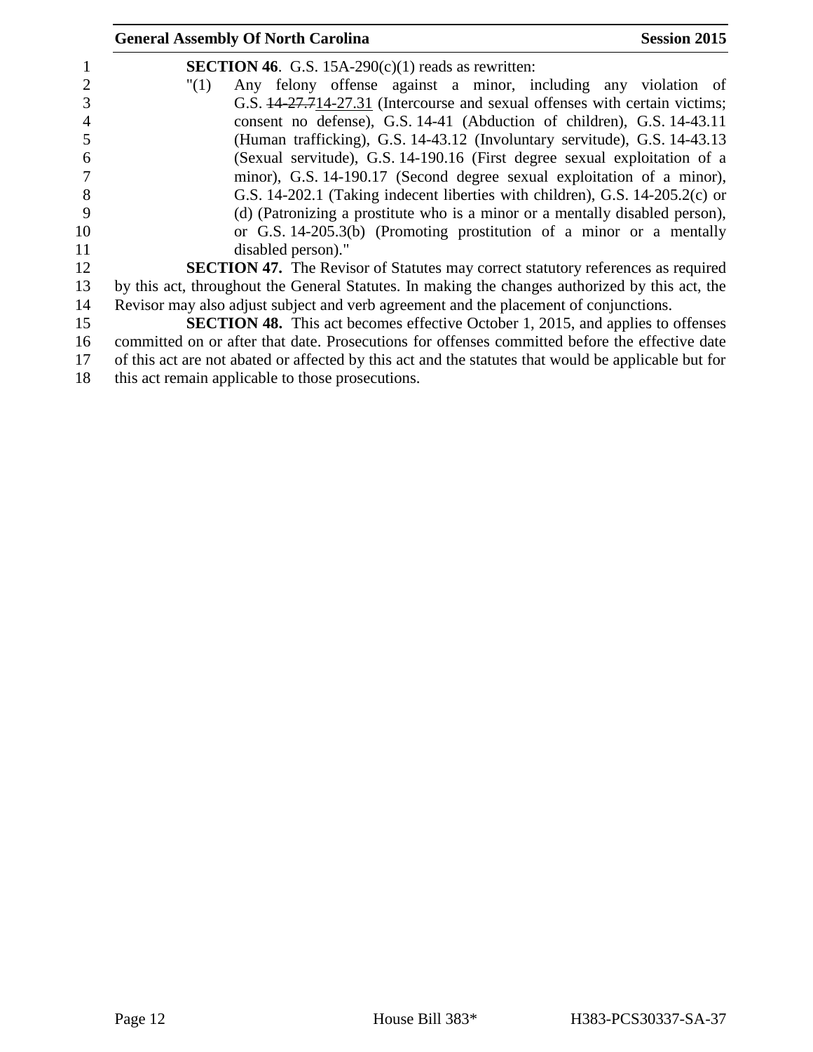**SECTION 46**. G.S. 15A-290(c)(1) reads as rewritten:

"(1) Any felony offense against a minor, including any violation of G.S. ~~14-27.7~~14-27.31 (Intercourse and sexual offenses with certain victims; consent no defense), G.S. 14-41 (Abduction of children), G.S. 14-43.11 (Human trafficking), G.S. 14-43.12 (Involuntary servitude), G.S. 14-43.13 (Sexual servitude), G.S. 14-190.16 (First degree sexual exploitation of a minor), G.S. 14-190.17 (Second degree sexual exploitation of a minor), G.S. 14-202.1 (Taking indecent liberties with children), G.S. 14-205.2(c) or (d) (Patronizing a prostitute who is a minor or a mentally disabled person), or G.S. 14-205.3(b) (Promoting prostitution of a minor or a mentally disabled person)."

**SECTION 47.** The Revisor of Statutes may correct statutory references as required by this act, throughout the General Statutes. In making the changes authorized by this act, the Revisor may also adjust subject and verb agreement and the placement of conjunctions.

**SECTION 48.** This act becomes effective October 1, 2015, and applies to offenses committed on or after that date. Prosecutions for offenses committed before the effective date of this act are not abated or affected by this act and the statutes that would be applicable but for this act remain applicable to those prosecutions.